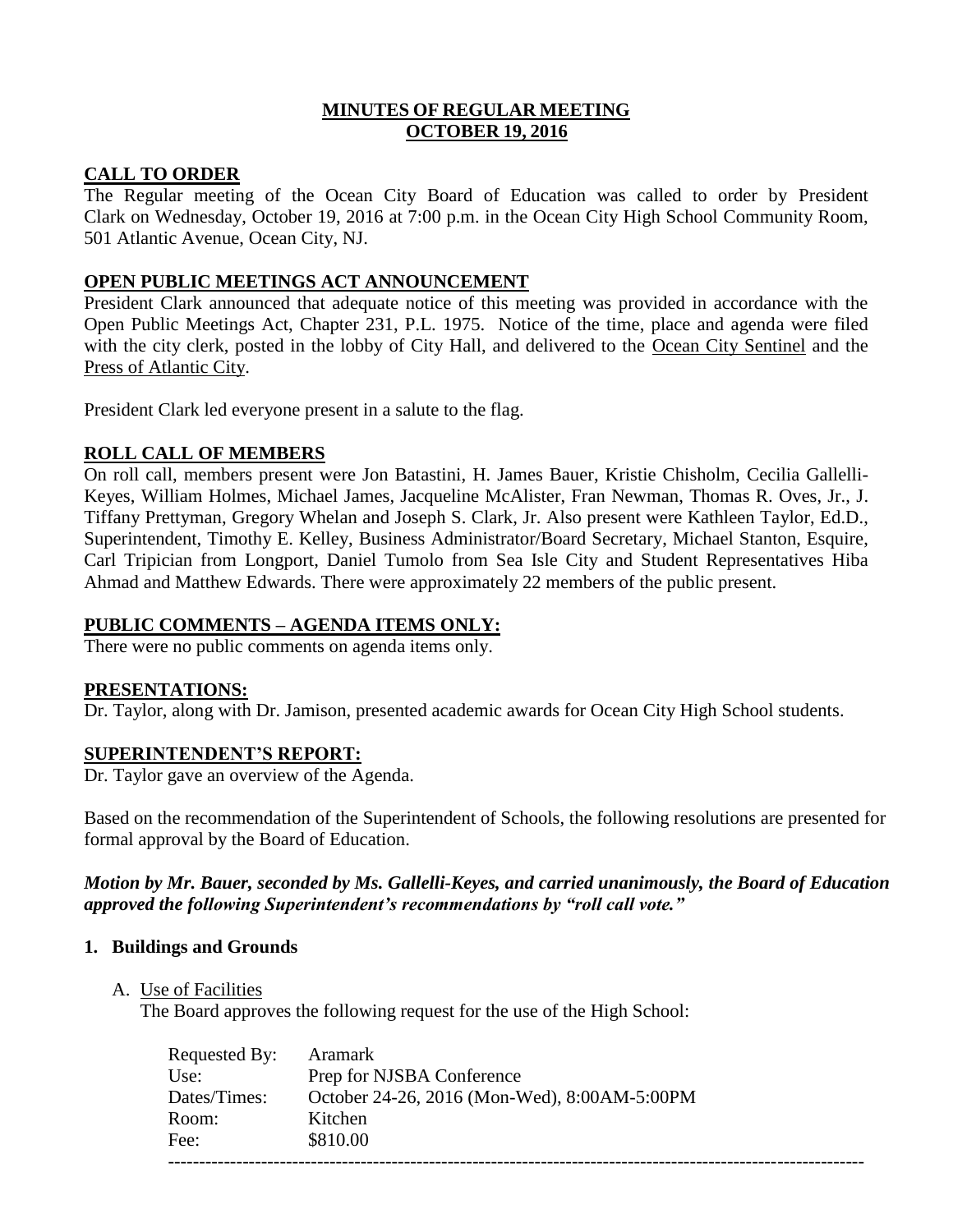# MINUTES OF REGULAR MEETING
# OCTOBER 19, 2016

## CALL TO ORDER

The Regular meeting of the Ocean City Board of Education was called to order by President Clark on Wednesday, October 19, 2016 at 7:00 p.m. in the Ocean City High School Community Room, 501 Atlantic Avenue, Ocean City, NJ.

## OPEN PUBLIC MEETINGS ACT ANNOUNCEMENT

President Clark announced that adequate notice of this meeting was provided in accordance with the Open Public Meetings Act, Chapter 231, P.L. 1975. Notice of the time, place and agenda were filed with the city clerk, posted in the lobby of City Hall, and delivered to the Ocean City Sentinel and the Press of Atlantic City.

President Clark led everyone present in a salute to the flag.

## ROLL CALL OF MEMBERS

On roll call, members present were Jon Batastini, H. James Bauer, Kristie Chisholm, Cecilia Gallelli-Keyes, William Holmes, Michael James, Jacqueline McAlister, Fran Newman, Thomas R. Oves, Jr., J. Tiffany Prettyman, Gregory Whelan and Joseph S. Clark, Jr. Also present were Kathleen Taylor, Ed.D., Superintendent, Timothy E. Kelley, Business Administrator/Board Secretary, Michael Stanton, Esquire, Carl Tripician from Longport, Daniel Tumolo from Sea Isle City and Student Representatives Hiba Ahmad and Matthew Edwards. There were approximately 22 members of the public present.

## PUBLIC COMMENTS – AGENDA ITEMS ONLY:

There were no public comments on agenda items only.

## PRESENTATIONS:

Dr. Taylor, along with Dr. Jamison, presented academic awards for Ocean City High School students.

## SUPERINTENDENT'S REPORT:

Dr. Taylor gave an overview of the Agenda.

Based on the recommendation of the Superintendent of Schools, the following resolutions are presented for formal approval by the Board of Education.

***Motion by Mr. Bauer, seconded by Ms. Gallelli-Keyes, and carried unanimously, the Board of Education approved the following Superintendent's recommendations by "roll call vote."***

### 1. Buildings and Grounds

A. Use of Facilities

The Board approves the following request for the use of the High School:

| | |
|---|---|
| Requested By: | Aramark |
| Use: | Prep for NJSBA Conference |
| Dates/Times: | October 24-26, 2016 (Mon-Wed), 8:00AM-5:00PM |
| Room: | Kitchen |
| Fee: | $810.00 |

---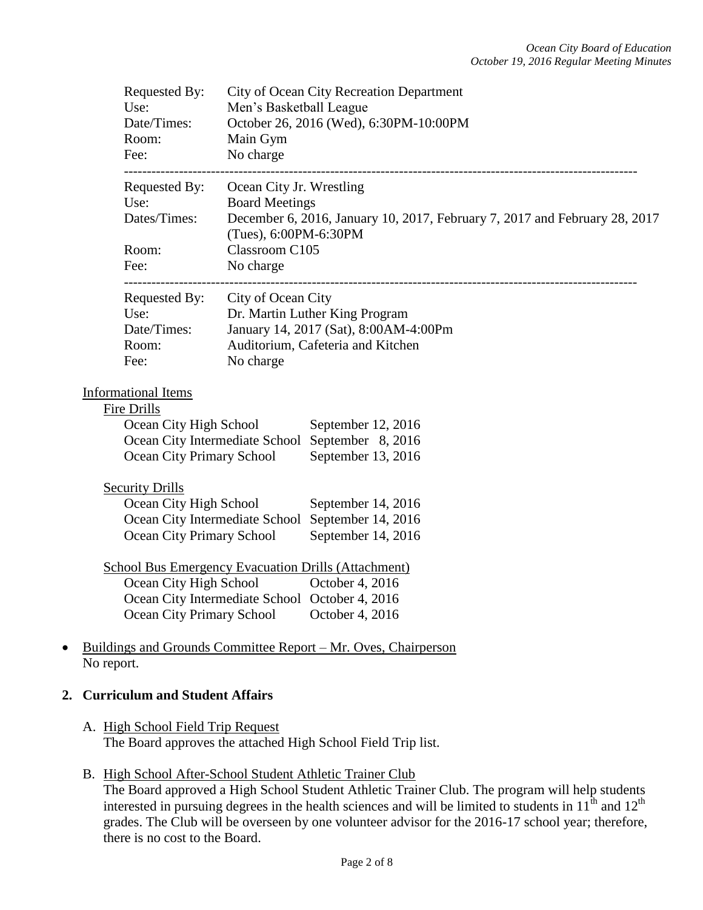Requested By: City of Ocean City Recreation Department
Use: Men's Basketball League
Date/Times: October 26, 2016 (Wed), 6:30PM-10:00PM
Room: Main Gym
Fee: No charge

---

Requested By: Ocean City Jr. Wrestling
Use: Board Meetings
Dates/Times: December 6, 2016, January 10, 2017, February 7, 2017 and February 28, 2017 (Tues), 6:00PM-6:30PM
Room: Classroom C105
Fee: No charge

---

Requested By: City of Ocean City
Use: Dr. Martin Luther King Program
Date/Times: January 14, 2017 (Sat), 8:00AM-4:00Pm
Room: Auditorium, Cafeteria and Kitchen
Fee: No charge

Informational Items

Fire Drills

| | |
|---|---|
| Ocean City High School | September 12, 2016 |
| Ocean City Intermediate School | September 8, 2016 |
| Ocean City Primary School | September 13, 2016 |

Security Drills

| | |
|---|---|
| Ocean City High School | September 14, 2016 |
| Ocean City Intermediate School | September 14, 2016 |
| Ocean City Primary School | September 14, 2016 |

School Bus Emergency Evacuation Drills (Attachment)

| | |
|---|---|
| Ocean City High School | October 4, 2016 |
| Ocean City Intermediate School | October 4, 2016 |
| Ocean City Primary School | October 4, 2016 |

- Buildings and Grounds Committee Report – Mr. Oves, Chairperson
  No report.

## 2. Curriculum and Student Affairs

A. High School Field Trip Request
The Board approves the attached High School Field Trip list.

B. High School After-School Student Athletic Trainer Club
The Board approved a High School Student Athletic Trainer Club. The program will help students interested in pursuing degrees in the health sciences and will be limited to students in 11th and 12th grades. The Club will be overseen by one volunteer advisor for the 2016-17 school year; therefore, there is no cost to the Board.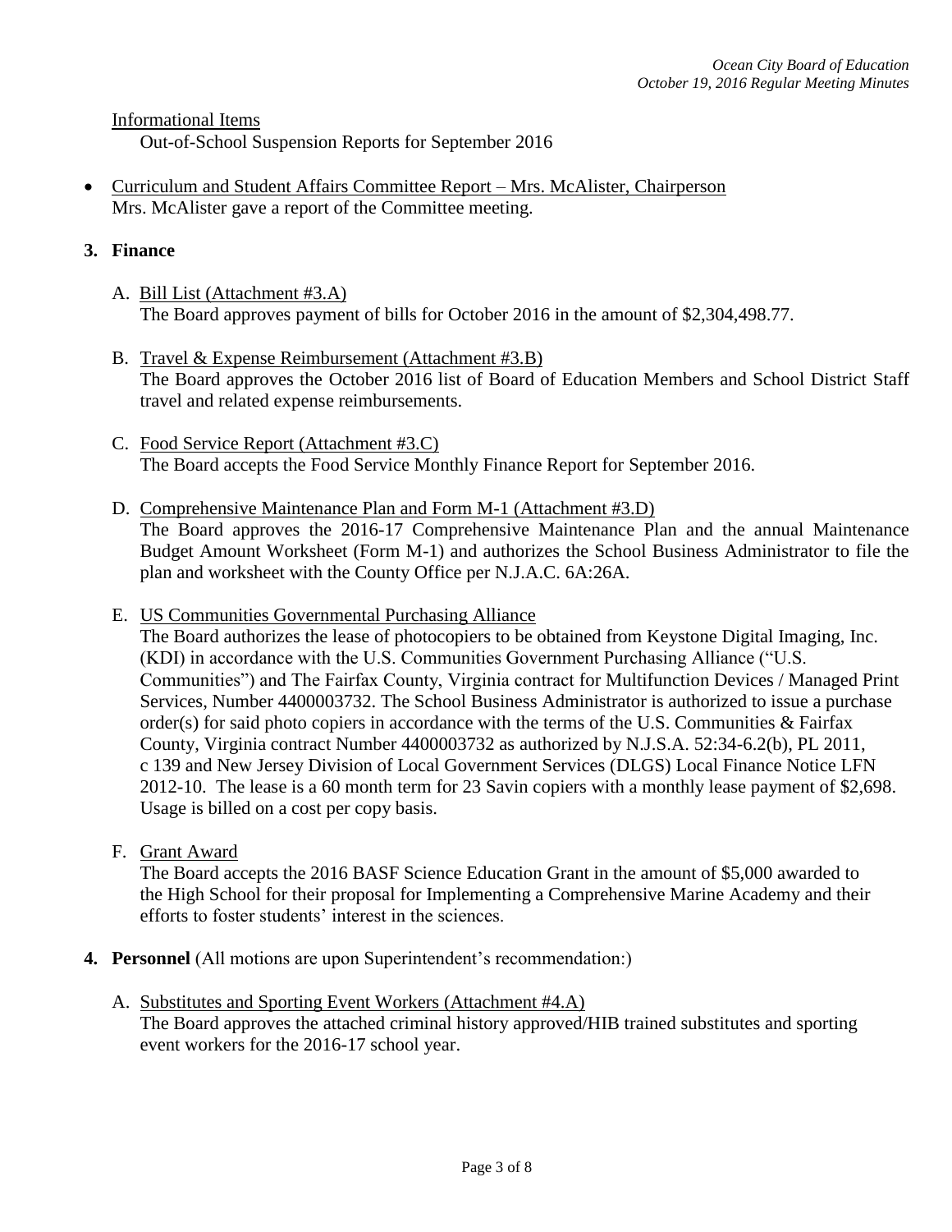Informational Items

Out-of-School Suspension Reports for September 2016

- Curriculum and Student Affairs Committee Report – Mrs. McAlister, Chairperson
  Mrs. McAlister gave a report of the Committee meeting.

**3. Finance**

A. Bill List (Attachment #3.A)
The Board approves payment of bills for October 2016 in the amount of $2,304,498.77.

B. Travel & Expense Reimbursement (Attachment #3.B)
The Board approves the October 2016 list of Board of Education Members and School District Staff travel and related expense reimbursements.

C. Food Service Report (Attachment #3.C)
The Board accepts the Food Service Monthly Finance Report for September 2016.

D. Comprehensive Maintenance Plan and Form M-1 (Attachment #3.D)
The Board approves the 2016-17 Comprehensive Maintenance Plan and the annual Maintenance Budget Amount Worksheet (Form M-1) and authorizes the School Business Administrator to file the plan and worksheet with the County Office per N.J.A.C. 6A:26A.

E. US Communities Governmental Purchasing Alliance
The Board authorizes the lease of photocopiers to be obtained from Keystone Digital Imaging, Inc. (KDI) in accordance with the U.S. Communities Government Purchasing Alliance ("U.S. Communities") and The Fairfax County, Virginia contract for Multifunction Devices / Managed Print Services, Number 4400003732. The School Business Administrator is authorized to issue a purchase order(s) for said photo copiers in accordance with the terms of the U.S. Communities & Fairfax County, Virginia contract Number 4400003732 as authorized by N.J.S.A. 52:34-6.2(b), PL 2011, c 139 and New Jersey Division of Local Government Services (DLGS) Local Finance Notice LFN 2012-10. The lease is a 60 month term for 23 Savin copiers with a monthly lease payment of $2,698. Usage is billed on a cost per copy basis.

F. Grant Award
The Board accepts the 2016 BASF Science Education Grant in the amount of $5,000 awarded to the High School for their proposal for Implementing a Comprehensive Marine Academy and their efforts to foster students' interest in the sciences.

**4. Personnel** (All motions are upon Superintendent's recommendation:)

A. Substitutes and Sporting Event Workers (Attachment #4.A)
The Board approves the attached criminal history approved/HIB trained substitutes and sporting event workers for the 2016-17 school year.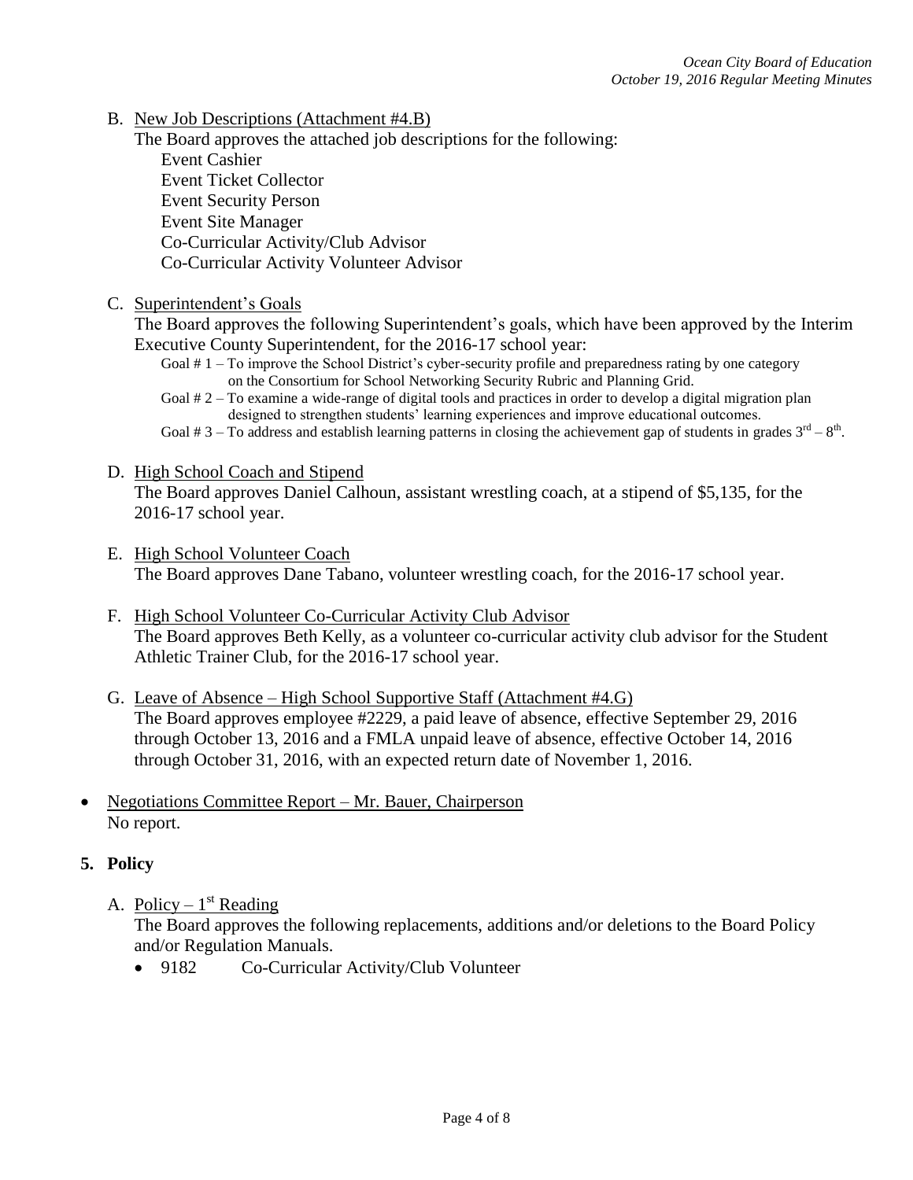B. <u>New Job Descriptions (Attachment #4.B)</u>

The Board approves the attached job descriptions for the following:

Event Cashier
Event Ticket Collector
Event Security Person
Event Site Manager
Co-Curricular Activity/Club Advisor
Co-Curricular Activity Volunteer Advisor

C. <u>Superintendent's Goals</u>

The Board approves the following Superintendent's goals, which have been approved by the Interim Executive County Superintendent, for the 2016-17 school year:

Goal # 1 – To improve the School District's cyber-security profile and preparedness rating by one category on the Consortium for School Networking Security Rubric and Planning Grid.

Goal # 2 – To examine a wide-range of digital tools and practices in order to develop a digital migration plan designed to strengthen students' learning experiences and improve educational outcomes.

Goal # 3 – To address and establish learning patterns in closing the achievement gap of students in grades 3rd – 8th.

D. <u>High School Coach and Stipend</u>

The Board approves Daniel Calhoun, assistant wrestling coach, at a stipend of $5,135, for the 2016-17 school year.

E. <u>High School Volunteer Coach</u>

The Board approves Dane Tabano, volunteer wrestling coach, for the 2016-17 school year.

F. <u>High School Volunteer Co-Curricular Activity Club Advisor</u>

The Board approves Beth Kelly, as a volunteer co-curricular activity club advisor for the Student Athletic Trainer Club, for the 2016-17 school year.

G. <u>Leave of Absence – High School Supportive Staff (Attachment #4.G)</u>

The Board approves employee #2229, a paid leave of absence, effective September 29, 2016 through October 13, 2016 and a FMLA unpaid leave of absence, effective October 14, 2016 through October 31, 2016, with an expected return date of November 1, 2016.

- <u>Negotiations Committee Report – Mr. Bauer, Chairperson</u>
  No report.

**5. Policy**

A. <u>Policy – 1st Reading</u>

The Board approves the following replacements, additions and/or deletions to the Board Policy and/or Regulation Manuals.

- 9182 Co-Curricular Activity/Club Volunteer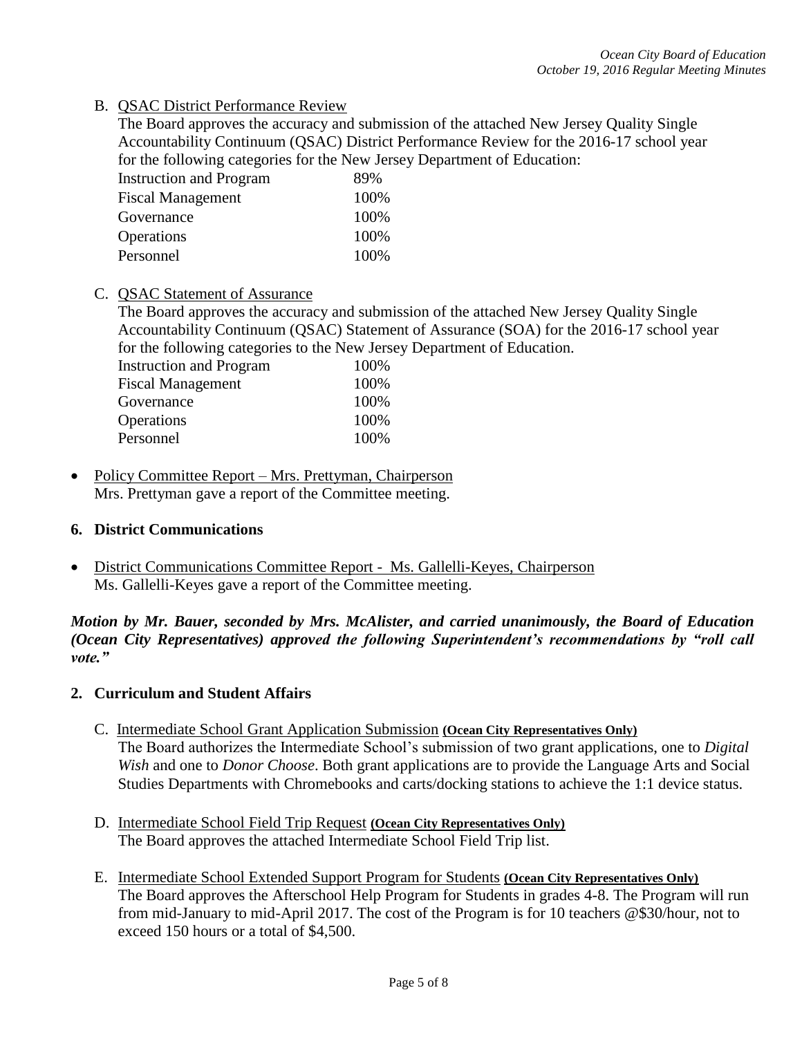B. QSAC District Performance Review

The Board approves the accuracy and submission of the attached New Jersey Quality Single Accountability Continuum (QSAC) District Performance Review for the 2016-17 school year for the following categories for the New Jersey Department of Education:

| | |
|---|---|
| Instruction and Program | 89% |
| Fiscal Management | 100% |
| Governance | 100% |
| Operations | 100% |
| Personnel | 100% |

C. QSAC Statement of Assurance

The Board approves the accuracy and submission of the attached New Jersey Quality Single Accountability Continuum (QSAC) Statement of Assurance (SOA) for the 2016-17 school year for the following categories to the New Jersey Department of Education.

| | |
|---|---|
| Instruction and Program | 100% |
| Fiscal Management | 100% |
| Governance | 100% |
| Operations | 100% |
| Personnel | 100% |

- Policy Committee Report – Mrs. Prettyman, Chairperson
  Mrs. Prettyman gave a report of the Committee meeting.

**6. District Communications**

- District Communications Committee Report - Ms. Gallelli-Keyes, Chairperson
  Ms. Gallelli-Keyes gave a report of the Committee meeting.

***Motion by Mr. Bauer, seconded by Mrs. McAlister, and carried unanimously, the Board of Education (Ocean City Representatives) approved the following Superintendent's recommendations by "roll call vote."***

**2. Curriculum and Student Affairs**

C. Intermediate School Grant Application Submission **(Ocean City Representatives Only)**

The Board authorizes the Intermediate School's submission of two grant applications, one to *Digital Wish* and one to *Donor Choose*. Both grant applications are to provide the Language Arts and Social Studies Departments with Chromebooks and carts/docking stations to achieve the 1:1 device status.

D. Intermediate School Field Trip Request **(Ocean City Representatives Only)**

The Board approves the attached Intermediate School Field Trip list.

E. Intermediate School Extended Support Program for Students **(Ocean City Representatives Only)**

The Board approves the Afterschool Help Program for Students in grades 4-8. The Program will run from mid-January to mid-April 2017. The cost of the Program is for 10 teachers @$30/hour, not to exceed 150 hours or a total of $4,500.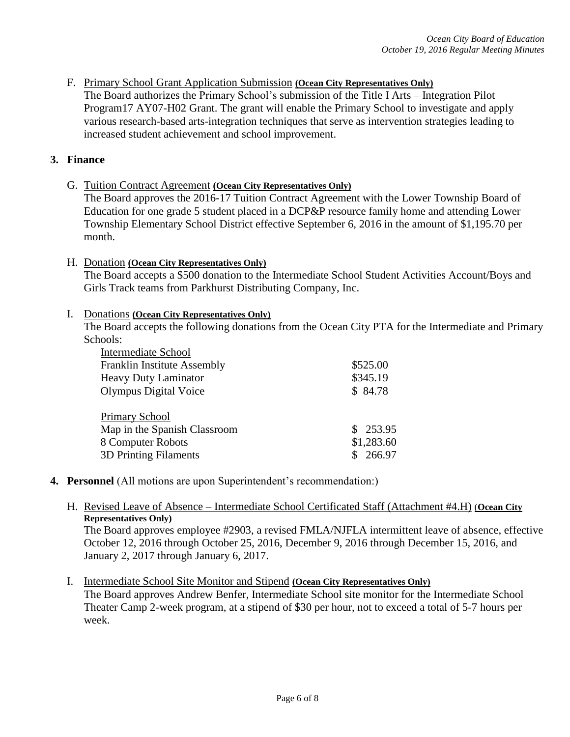F. Primary School Grant Application Submission **(Ocean City Representatives Only)**
The Board authorizes the Primary School's submission of the Title I Arts – Integration Pilot Program17 AY07-H02 Grant. The grant will enable the Primary School to investigate and apply various research-based arts-integration techniques that serve as intervention strategies leading to increased student achievement and school improvement.

## 3. Finance

G. Tuition Contract Agreement **(Ocean City Representatives Only)**
The Board approves the 2016-17 Tuition Contract Agreement with the Lower Township Board of Education for one grade 5 student placed in a DCP&P resource family home and attending Lower Township Elementary School District effective September 6, 2016 in the amount of $1,195.70 per month.

H. Donation **(Ocean City Representatives Only)**
The Board accepts a $500 donation to the Intermediate School Student Activities Account/Boys and Girls Track teams from Parkhurst Distributing Company, Inc.

I. Donations **(Ocean City Representatives Only)**
The Board accepts the following donations from the Ocean City PTA for the Intermediate and Primary Schools:

| Intermediate School | |
|---|---|
| Franklin Institute Assembly | $525.00 |
| Heavy Duty Laminator | $345.19 |
| Olympus Digital Voice | $ 84.78 |
| **Primary School** | |
| Map in the Spanish Classroom | $ 253.95 |
| 8 Computer Robots | $1,283.60 |
| 3D Printing Filaments | $ 266.97 |

## 4. Personnel (All motions are upon Superintendent's recommendation:)

H. Revised Leave of Absence – Intermediate School Certificated Staff (Attachment #4.H) **(Ocean City Representatives Only)**
The Board approves employee #2903, a revised FMLA/NJFLA intermittent leave of absence, effective October 12, 2016 through October 25, 2016, December 9, 2016 through December 15, 2016, and January 2, 2017 through January 6, 2017.

I. Intermediate School Site Monitor and Stipend **(Ocean City Representatives Only)**
The Board approves Andrew Benfer, Intermediate School site monitor for the Intermediate School Theater Camp 2-week program, at a stipend of $30 per hour, not to exceed a total of 5-7 hours per week.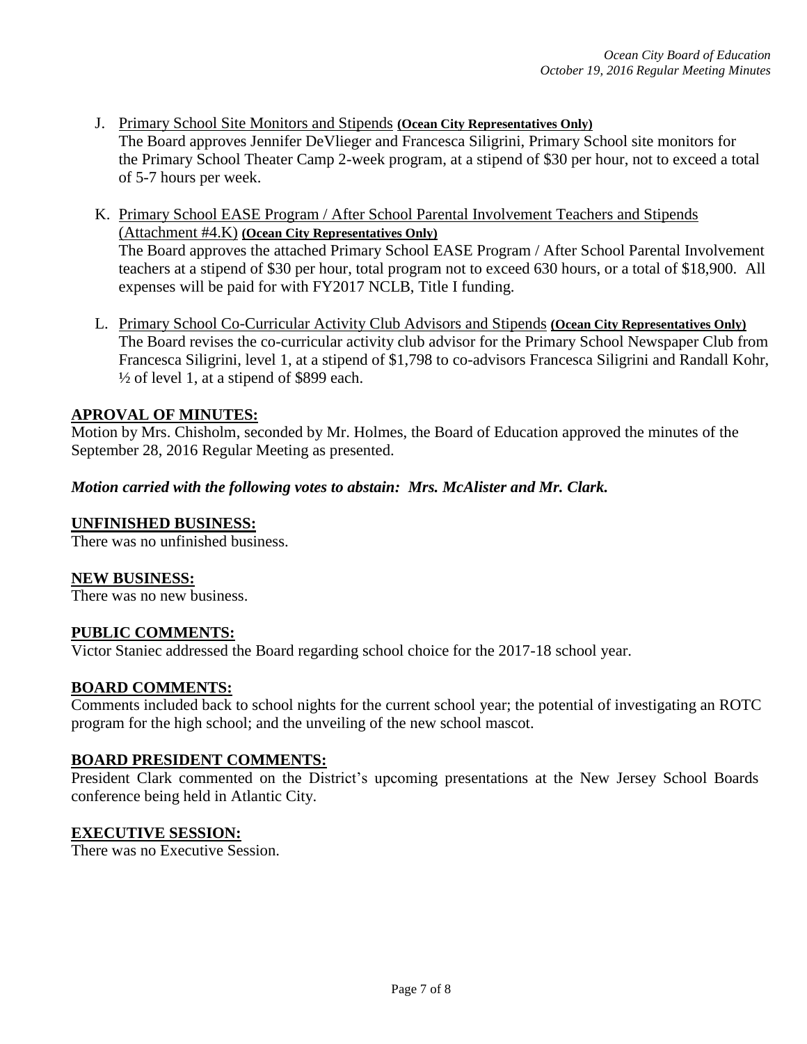J. Primary School Site Monitors and Stipends **(Ocean City Representatives Only)**
   The Board approves Jennifer DeVlieger and Francesca Siligrini, Primary School site monitors for the Primary School Theater Camp 2-week program, at a stipend of $30 per hour, not to exceed a total of 5-7 hours per week.

K. Primary School EASE Program / After School Parental Involvement Teachers and Stipends (Attachment #4.K) **(Ocean City Representatives Only)**
   The Board approves the attached Primary School EASE Program / After School Parental Involvement teachers at a stipend of $30 per hour, total program not to exceed 630 hours, or a total of $18,900. All expenses will be paid for with FY2017 NCLB, Title I funding.

L. Primary School Co-Curricular Activity Club Advisors and Stipends **(Ocean City Representatives Only)**
   The Board revises the co-curricular activity club advisor for the Primary School Newspaper Club from Francesca Siligrini, level 1, at a stipend of $1,798 to co-advisors Francesca Siligrini and Randall Kohr, ½ of level 1, at a stipend of $899 each.

**APROVAL OF MINUTES:**
Motion by Mrs. Chisholm, seconded by Mr. Holmes, the Board of Education approved the minutes of the September 28, 2016 Regular Meeting as presented.

***Motion carried with the following votes to abstain: Mrs. McAlister and Mr. Clark.***

**UNFINISHED BUSINESS:**
There was no unfinished business.

**NEW BUSINESS:**
There was no new business.

**PUBLIC COMMENTS:**
Victor Staniec addressed the Board regarding school choice for the 2017-18 school year.

**BOARD COMMENTS:**
Comments included back to school nights for the current school year; the potential of investigating an ROTC program for the high school; and the unveiling of the new school mascot.

**BOARD PRESIDENT COMMENTS:**
President Clark commented on the District's upcoming presentations at the New Jersey School Boards conference being held in Atlantic City.

**EXECUTIVE SESSION:**
There was no Executive Session.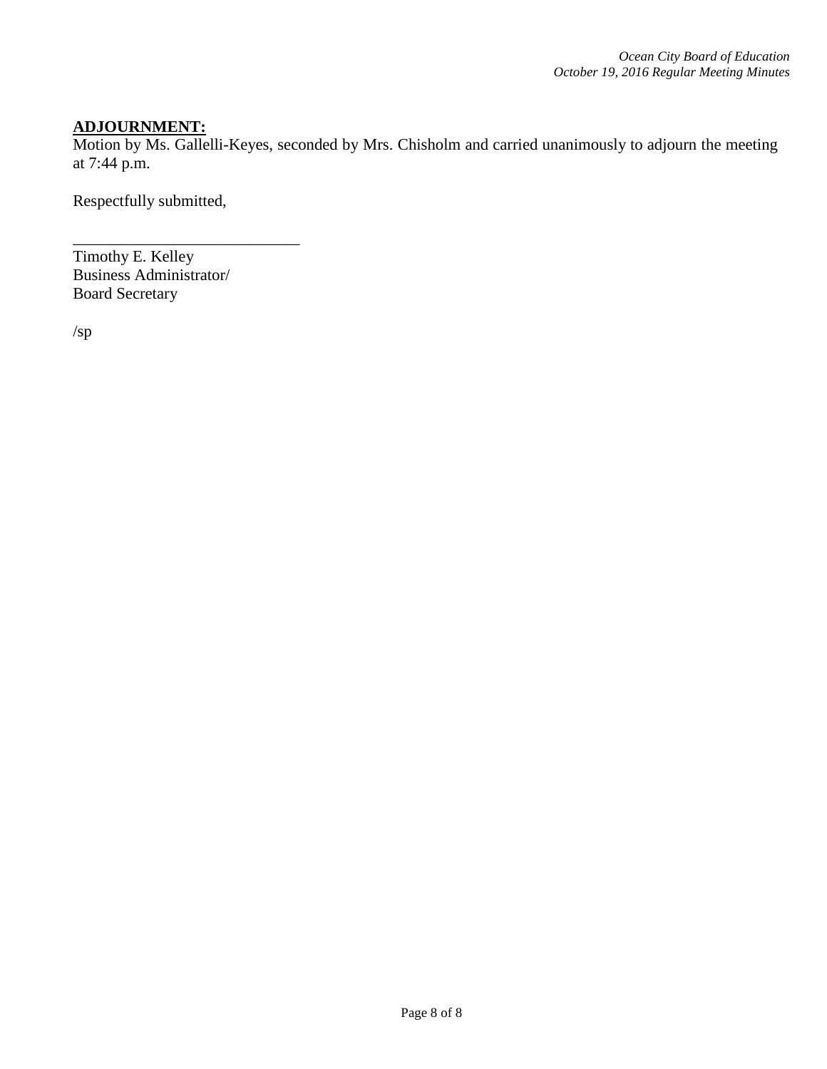**ADJOURNMENT:**

Motion by Ms. Gallelli-Keyes, seconded by Mrs. Chisholm and carried unanimously to adjourn the meeting at 7:44 p.m.

Respectfully submitted,

\_\_\_\_\_\_\_\_\_\_\_\_\_\_\_\_\_\_\_\_\_\_\_\_\_\_\_\_

Timothy E. Kelley
Business Administrator/
Board Secretary

/sp